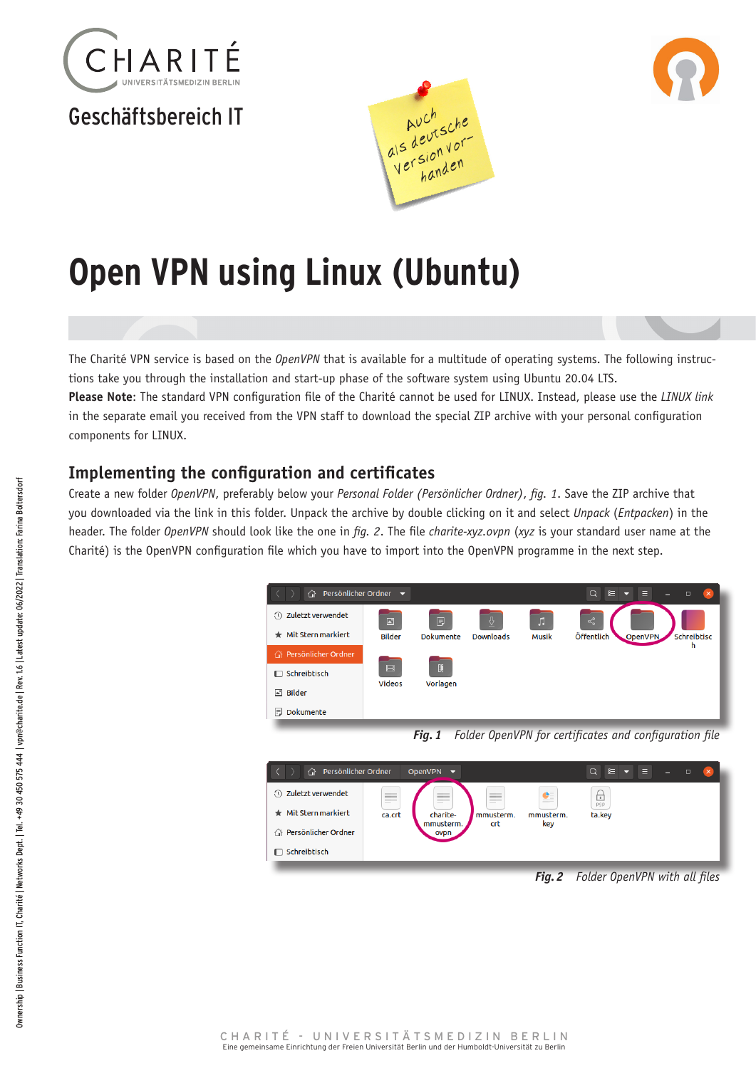CHARITÉ UNIVERSITÄTSMEDIZIN BERLIN

Geschäftsbereich IT

Auch als deutsche Version vorhanden

# Open VPN using Linux (Ubuntu)

The Charité VPN service is based on the *OpenVPN* that is available for a multitude of operating systems. The following instructions take you through the installation and start-up phase of the software system using Ubuntu 20.04 LTS.

**Please Note**: The standard VPN configuration file of the Charité cannot be used for LINUX. Instead, please use the *LINUX link* in the separate email you received from the VPN staff to download the special ZIP archive with your personal configuration components for LINUX.

## Implementing the configuration and certificates

Create a new folder *OpenVPN*, preferably below your *Personal Folder (Persönlicher Ordner)*, *fig. 1*. Save the ZIP archive that you downloaded via the link in this folder. Unpack the archive by double clicking on it and select *Unpack* (*Entpacken*) in the header. The folder *OpenVPN* should look like the one in *fig. 2*. The file *charite-xyz.ovpn* (*xyz* is your standard user name at the Charité) is the OpenVPN configuration file which you have to import into the OpenVPN programme in the next step.

**Fig. 1** Folder OpenVPN for certificates and configuration file

**Fig. 2** Folder OpenVPN with all files

Ownership | Business Function IT, Charité | Networks Dept. | Tel. +49 30 450 575 444 | vpn@charite.de | Rev. 1.6 | Latest update: 06/2022 | Translation: Farina Boltersdorf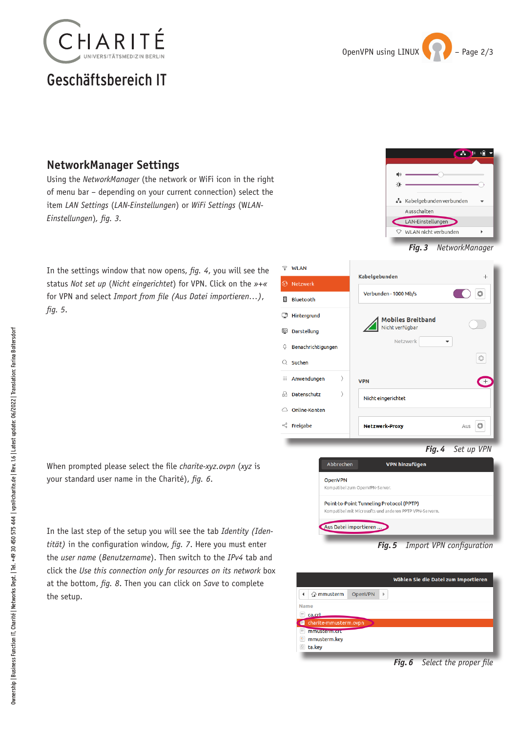## NetworkManager Settings

Using the *NetworkManager* (the network or WiFi icon in the right of menu bar – depending on your current connection) select the item *LAN Settings* (*LAN-Einstellungen*) or *WiFi Settings* (*WLAN-Einstellungen*), *fig. 3*.

***Fig. 3*** *NetworkManager*

In the settings window that now opens, *fig. 4*, you will see the status *Not set up* (*Nicht eingerichtet*) for VPN. Click on the *»+«* for VPN and select *Import from file (Aus Datei importieren…)*, *fig. 5*.

***Fig. 4*** *Set up VPN*

When prompted please select the file *charite-xyz.ovpn* (*xyz* is your standard user name in the Charité), *fig. 6*.

***Fig. 5*** *Import VPN configuration*

In the last step of the setup you will see the tab *Identity (Identität)* in the configuration window, *fig. 7*. Here you must enter the *user name* (*Benutzername*). Then switch to the *IPv4* tab and click the *Use this connection only for resources on its network* box at the bottom, *fig. 8*. Then you can click on *Save* to complete the setup.

***Fig. 6*** *Select the proper file*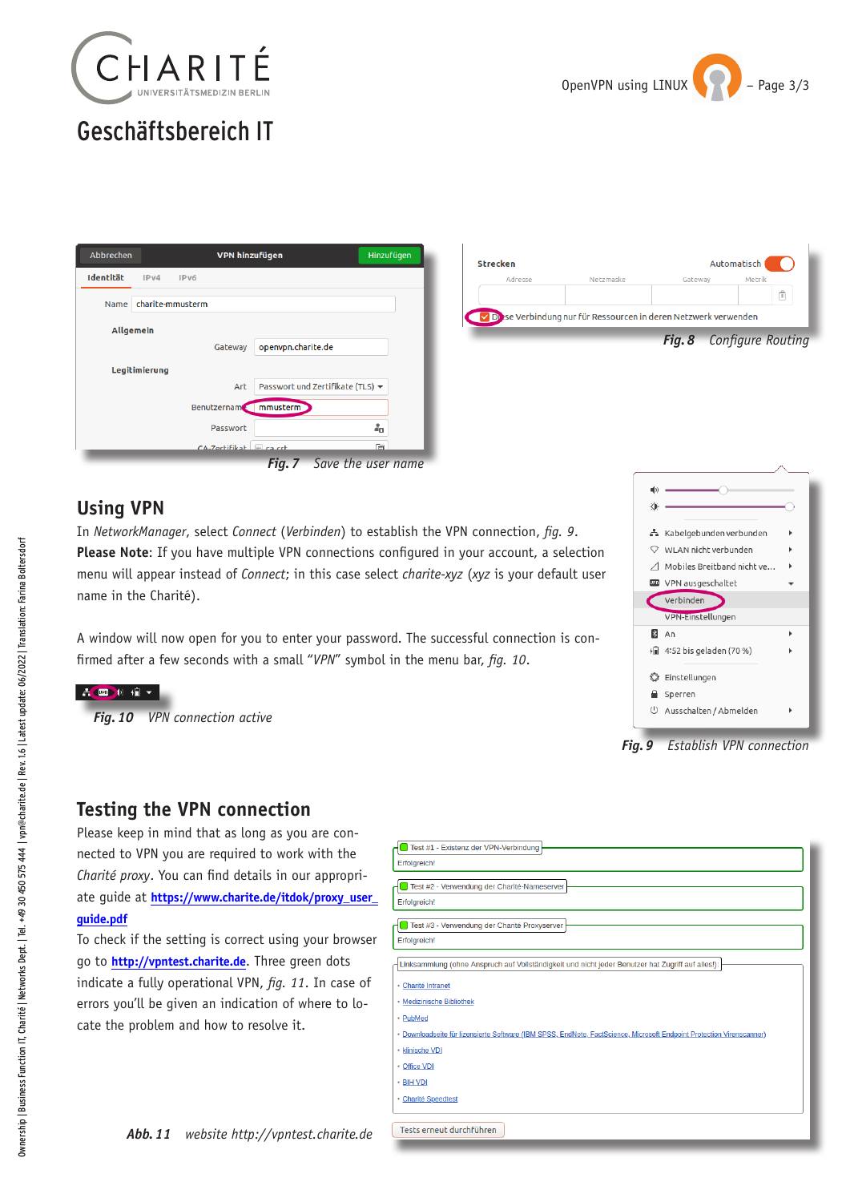# Geschäftsbereich IT

Fig. 7 Save the user name

Fig. 8 Configure Routing

## Using VPN

In *NetworkManager*, select *Connect* (*Verbinden*) to establish the VPN connection, *fig. 9*.
**Please Note**: If you have multiple VPN connections configured in your account, a selection menu will appear instead of *Connect*; in this case select *charite-xyz* (*xyz* is your default user name in the Charité).

A window will now open for you to enter your password. The successful connection is confirmed after a few seconds with a small "*VPN*" symbol in the menu bar, *fig. 10*.

Fig. 10 VPN connection active

Fig. 9 Establish VPN connection

## Testing the VPN connection

Please keep in mind that as long as you are connected to VPN you are required to work with the *Charité proxy*. You can find details in our appropriate guide at **https://www.charite.de/itdok/proxy_user_guide.pdf**

To check if the setting is correct using your browser go to **http://vpntest.charite.de**. Three green dots indicate a fully operational VPN, *fig. 11*. In case of errors you'll be given an indication of where to locate the problem and how to resolve it.

Abb. 11 website http://vpntest.charite.de

Ownership | Business Function IT, Charité | Networks Dept. | Tel. +49 30 450 575 444 | vpn@charite.de | Rev. 1.6 | Latest update: 06/2022 | Translation: Farina Boltersdorf